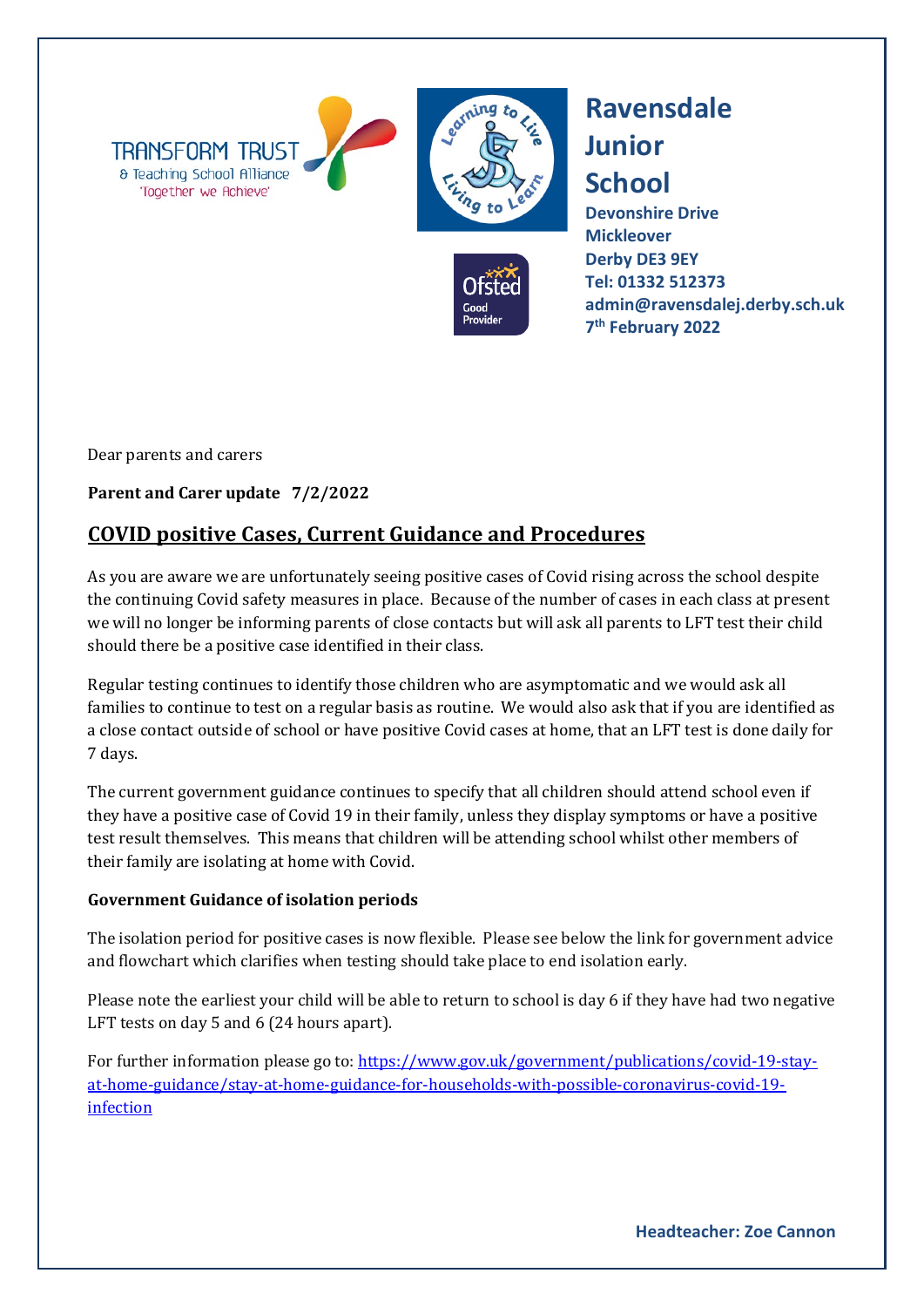TRANSFORM TRUST
& Teaching School Alliance
'Together we Achieve'

# Ravensdale Junior School

**Devonshire Drive**
**Mickleover**
**Derby DE3 9EY**
**Tel: 01332 512373**
**admin@ravensdalej.derby.sch.uk**
**7th February 2022**

Dear parents and carers

**Parent and Carer update 7/2/2022**

## COVID positive Cases, Current Guidance and Procedures

As you are aware we are unfortunately seeing positive cases of Covid rising across the school despite the continuing Covid safety measures in place. Because of the number of cases in each class at present we will no longer be informing parents of close contacts but will ask all parents to LFT test their child should there be a positive case identified in their class.

Regular testing continues to identify those children who are asymptomatic and we would ask all families to continue to test on a regular basis as routine. We would also ask that if you are identified as a close contact outside of school or have positive Covid cases at home, that an LFT test is done daily for 7 days.

The current government guidance continues to specify that all children should attend school even if they have a positive case of Covid 19 in their family, unless they display symptoms or have a positive test result themselves. This means that children will be attending school whilst other members of their family are isolating at home with Covid.

**Government Guidance of isolation periods**

The isolation period for positive cases is now flexible. Please see below the link for government advice and flowchart which clarifies when testing should take place to end isolation early.

Please note the earliest your child will be able to return to school is day 6 if they have had two negative LFT tests on day 5 and 6 (24 hours apart).

For further information please go to: [https://www.gov.uk/government/publications/covid-19-stay-at-home-guidance/stay-at-home-guidance-for-households-with-possible-coronavirus-covid-19-infection](https://www.gov.uk/government/publications/covid-19-stay-at-home-guidance/stay-at-home-guidance-for-households-with-possible-coronavirus-covid-19-infection)

**Headteacher: Zoe Cannon**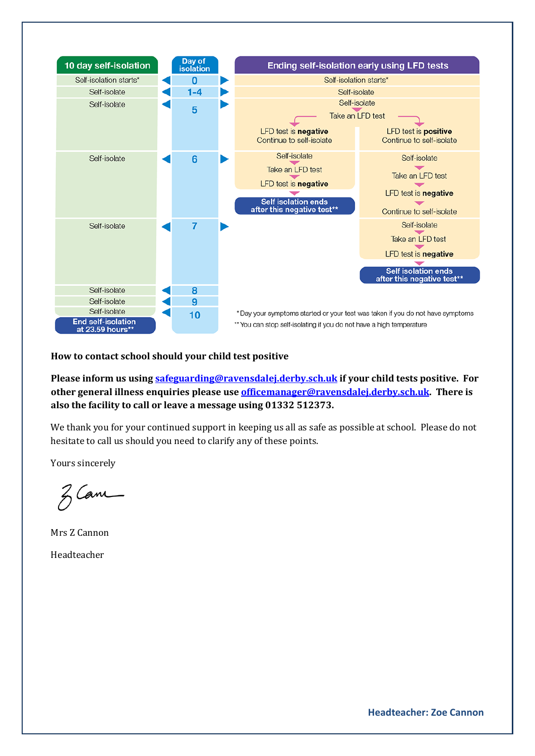| 10 day self-isolation | Day of isolation | Ending self-isolation early using LFD tests | |
|---|---|---|---|
| Self-isolation starts* | 0 | Self-isolation starts* | |
| Self-isolate | 1-4 | Self-isolate | |
| Self-isolate | 5 | Self-isolate → Take an LFD test → LFD test is **negative** Continue to self-isolate | Self-isolate → Take an LFD test → LFD test is **positive** Continue to self-isolate |
| Self-isolate | 6 | Self-isolate → Take an LFD test → LFD test is **negative** → Self isolation ends after this negative test** | Self-isolate → Take an LFD test → LFD test is **negative** → Continue to self-isolate |
| Self-isolate | 7 | | Self-isolate → Take an LFD test → LFD test is **negative** → Self isolation ends after this negative test** |
| Self-isolate | 8 | | |
| Self-isolate | 9 | | |
| Self-isolate<br>End self-isolation at 23.59 hours** | 10 | | |

* Day your symptoms started or your test was taken if you do not have symptoms

** You can stop self-isolating if you do not have a high temperature

**How to contact school should your child test positive**

**Please inform us using safeguarding@ravensdalej.derby.sch.uk if your child tests positive. For other general illness enquiries please use officemanager@ravensdalej.derby.sch.uk. There is also the facility to call or leave a message using 01332 512373.**

We thank you for your continued support in keeping us all as safe as possible at school. Please do not hesitate to call us should you need to clarify any of these points.

Yours sincerely

Mrs Z Cannon

Headteacher

**Headteacher: Zoe Cannon**